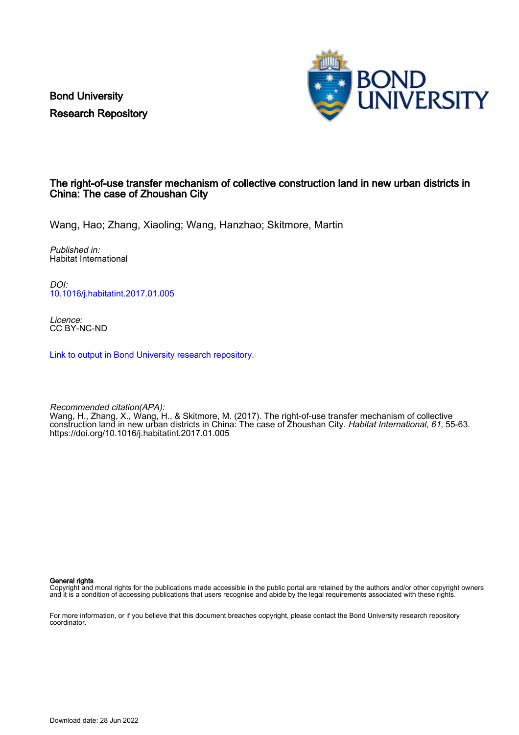Bond University
Research Repository

# The right-of-use transfer mechanism of collective construction land in new urban districts in China: The case of Zhoushan City

Wang, Hao; Zhang, Xiaoling; Wang, Hanzhao; Skitmore, Martin

*Published in:*
Habitat International

*DOI:*
10.1016/j.habitatint.2017.01.005

*Licence:*
CC BY-NC-ND

Link to output in Bond University research repository.

*Recommended citation(APA):*
Wang, H., Zhang, X., Wang, H., & Skitmore, M. (2017). The right-of-use transfer mechanism of collective construction land in new urban districts in China: The case of Zhoushan City. *Habitat International*, *61*, 55-63. https://doi.org/10.1016/j.habitatint.2017.01.005

**General rights**
Copyright and moral rights for the publications made accessible in the public portal are retained by the authors and/or other copyright owners and it is a condition of accessing publications that users recognise and abide by the legal requirements associated with these rights.

For more information, or if you believe that this document breaches copyright, please contact the Bond University research repository coordinator.

Download date: 28 Jun 2022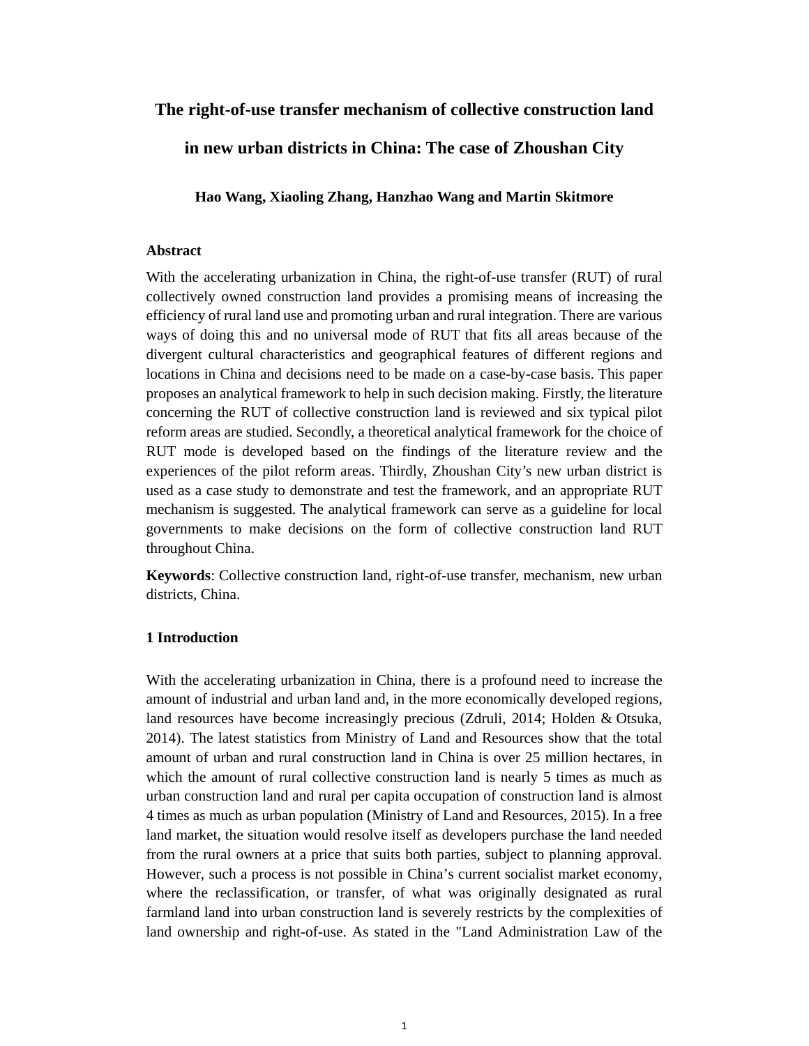# The right-of-use transfer mechanism of collective construction land in new urban districts in China: The case of Zhoushan City

**Hao Wang, Xiaoling Zhang, Hanzhao Wang and Martin Skitmore**

## Abstract

With the accelerating urbanization in China, the right-of-use transfer (RUT) of rural collectively owned construction land provides a promising means of increasing the efficiency of rural land use and promoting urban and rural integration. There are various ways of doing this and no universal mode of RUT that fits all areas because of the divergent cultural characteristics and geographical features of different regions and locations in China and decisions need to be made on a case-by-case basis. This paper proposes an analytical framework to help in such decision making. Firstly, the literature concerning the RUT of collective construction land is reviewed and six typical pilot reform areas are studied. Secondly, a theoretical analytical framework for the choice of RUT mode is developed based on the findings of the literature review and the experiences of the pilot reform areas. Thirdly, Zhoushan City's new urban district is used as a case study to demonstrate and test the framework, and an appropriate RUT mechanism is suggested. The analytical framework can serve as a guideline for local governments to make decisions on the form of collective construction land RUT throughout China.

**Keywords**: Collective construction land, right-of-use transfer, mechanism, new urban districts, China.

## 1 Introduction

With the accelerating urbanization in China, there is a profound need to increase the amount of industrial and urban land and, in the more economically developed regions, land resources have become increasingly precious (Zdruli, 2014; Holden & Otsuka, 2014). The latest statistics from Ministry of Land and Resources show that the total amount of urban and rural construction land in China is over 25 million hectares, in which the amount of rural collective construction land is nearly 5 times as much as urban construction land and rural per capita occupation of construction land is almost 4 times as much as urban population (Ministry of Land and Resources, 2015). In a free land market, the situation would resolve itself as developers purchase the land needed from the rural owners at a price that suits both parties, subject to planning approval. However, such a process is not possible in China's current socialist market economy, where the reclassification, or transfer, of what was originally designated as rural farmland land into urban construction land is severely restricts by the complexities of land ownership and right-of-use. As stated in the "Land Administration Law of the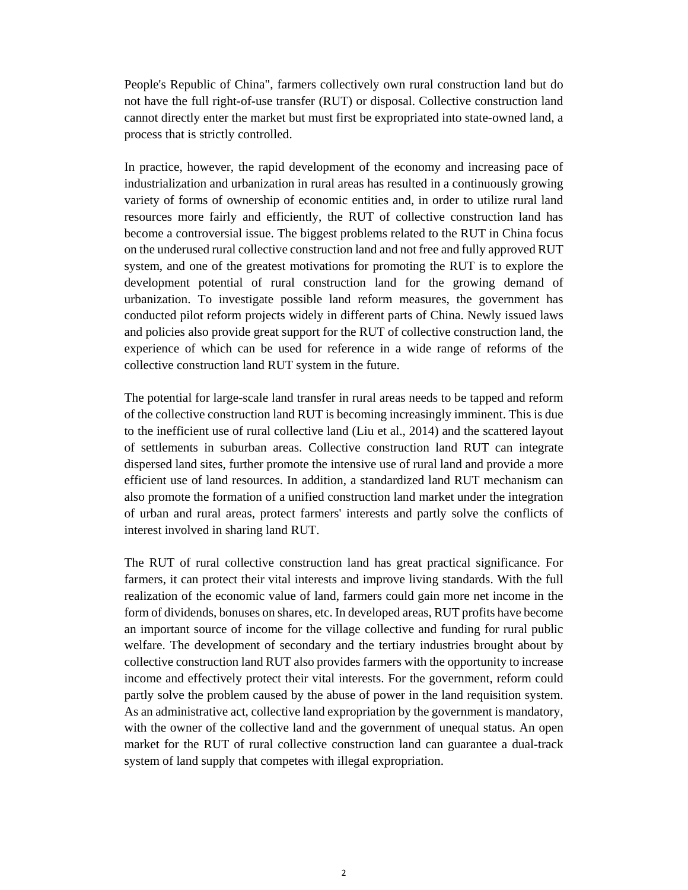People's Republic of China", farmers collectively own rural construction land but do not have the full right-of-use transfer (RUT) or disposal. Collective construction land cannot directly enter the market but must first be expropriated into state-owned land, a process that is strictly controlled.

In practice, however, the rapid development of the economy and increasing pace of industrialization and urbanization in rural areas has resulted in a continuously growing variety of forms of ownership of economic entities and, in order to utilize rural land resources more fairly and efficiently, the RUT of collective construction land has become a controversial issue. The biggest problems related to the RUT in China focus on the underused rural collective construction land and not free and fully approved RUT system, and one of the greatest motivations for promoting the RUT is to explore the development potential of rural construction land for the growing demand of urbanization. To investigate possible land reform measures, the government has conducted pilot reform projects widely in different parts of China. Newly issued laws and policies also provide great support for the RUT of collective construction land, the experience of which can be used for reference in a wide range of reforms of the collective construction land RUT system in the future.

The potential for large-scale land transfer in rural areas needs to be tapped and reform of the collective construction land RUT is becoming increasingly imminent. This is due to the inefficient use of rural collective land (Liu et al., 2014) and the scattered layout of settlements in suburban areas. Collective construction land RUT can integrate dispersed land sites, further promote the intensive use of rural land and provide a more efficient use of land resources. In addition, a standardized land RUT mechanism can also promote the formation of a unified construction land market under the integration of urban and rural areas, protect farmers' interests and partly solve the conflicts of interest involved in sharing land RUT.

The RUT of rural collective construction land has great practical significance. For farmers, it can protect their vital interests and improve living standards. With the full realization of the economic value of land, farmers could gain more net income in the form of dividends, bonuses on shares, etc. In developed areas, RUT profits have become an important source of income for the village collective and funding for rural public welfare. The development of secondary and the tertiary industries brought about by collective construction land RUT also provides farmers with the opportunity to increase income and effectively protect their vital interests. For the government, reform could partly solve the problem caused by the abuse of power in the land requisition system. As an administrative act, collective land expropriation by the government is mandatory, with the owner of the collective land and the government of unequal status. An open market for the RUT of rural collective construction land can guarantee a dual-track system of land supply that competes with illegal expropriation.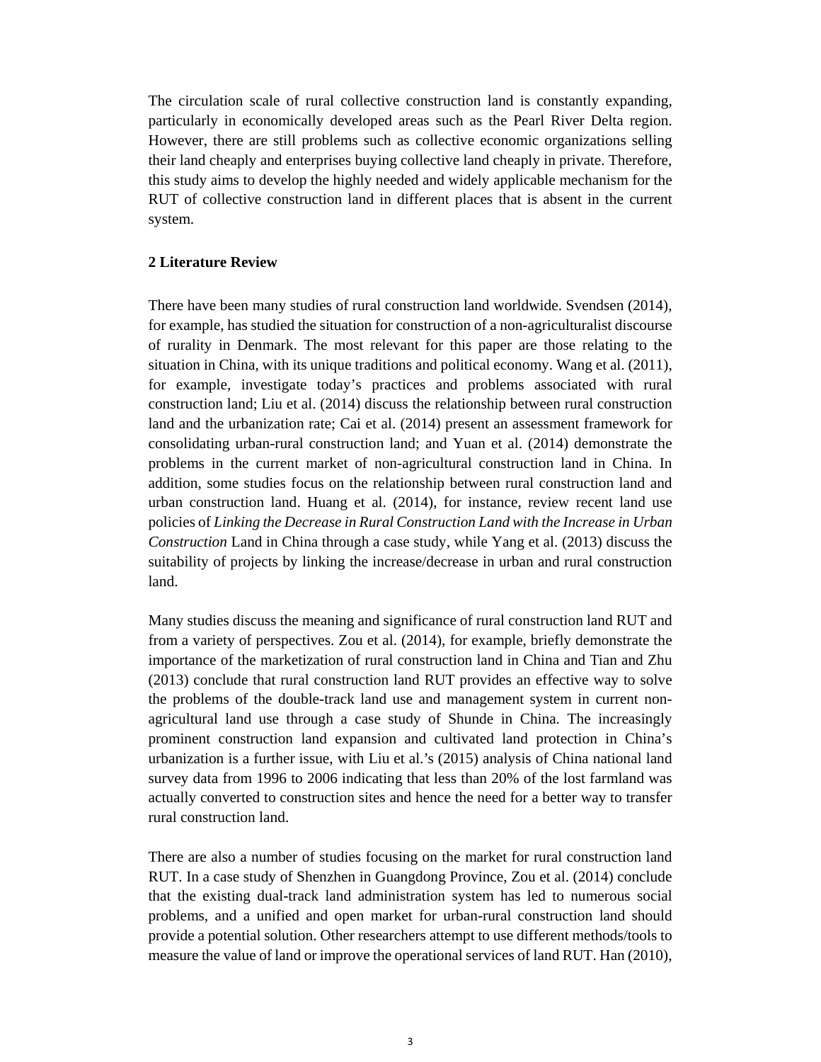The circulation scale of rural collective construction land is constantly expanding, particularly in economically developed areas such as the Pearl River Delta region. However, there are still problems such as collective economic organizations selling their land cheaply and enterprises buying collective land cheaply in private. Therefore, this study aims to develop the highly needed and widely applicable mechanism for the RUT of collective construction land in different places that is absent in the current system.

## 2 Literature Review

There have been many studies of rural construction land worldwide. Svendsen (2014), for example, has studied the situation for construction of a non-agriculturalist discourse of rurality in Denmark. The most relevant for this paper are those relating to the situation in China, with its unique traditions and political economy. Wang et al. (2011), for example, investigate today's practices and problems associated with rural construction land; Liu et al. (2014) discuss the relationship between rural construction land and the urbanization rate; Cai et al. (2014) present an assessment framework for consolidating urban-rural construction land; and Yuan et al. (2014) demonstrate the problems in the current market of non-agricultural construction land in China. In addition, some studies focus on the relationship between rural construction land and urban construction land. Huang et al. (2014), for instance, review recent land use policies of *Linking the Decrease in Rural Construction Land with the Increase in Urban Construction* Land in China through a case study, while Yang et al. (2013) discuss the suitability of projects by linking the increase/decrease in urban and rural construction land.

Many studies discuss the meaning and significance of rural construction land RUT and from a variety of perspectives. Zou et al. (2014), for example, briefly demonstrate the importance of the marketization of rural construction land in China and Tian and Zhu (2013) conclude that rural construction land RUT provides an effective way to solve the problems of the double-track land use and management system in current non-agricultural land use through a case study of Shunde in China. The increasingly prominent construction land expansion and cultivated land protection in China's urbanization is a further issue, with Liu et al.'s (2015) analysis of China national land survey data from 1996 to 2006 indicating that less than 20% of the lost farmland was actually converted to construction sites and hence the need for a better way to transfer rural construction land.

There are also a number of studies focusing on the market for rural construction land RUT. In a case study of Shenzhen in Guangdong Province, Zou et al. (2014) conclude that the existing dual-track land administration system has led to numerous social problems, and a unified and open market for urban-rural construction land should provide a potential solution. Other researchers attempt to use different methods/tools to measure the value of land or improve the operational services of land RUT. Han (2010),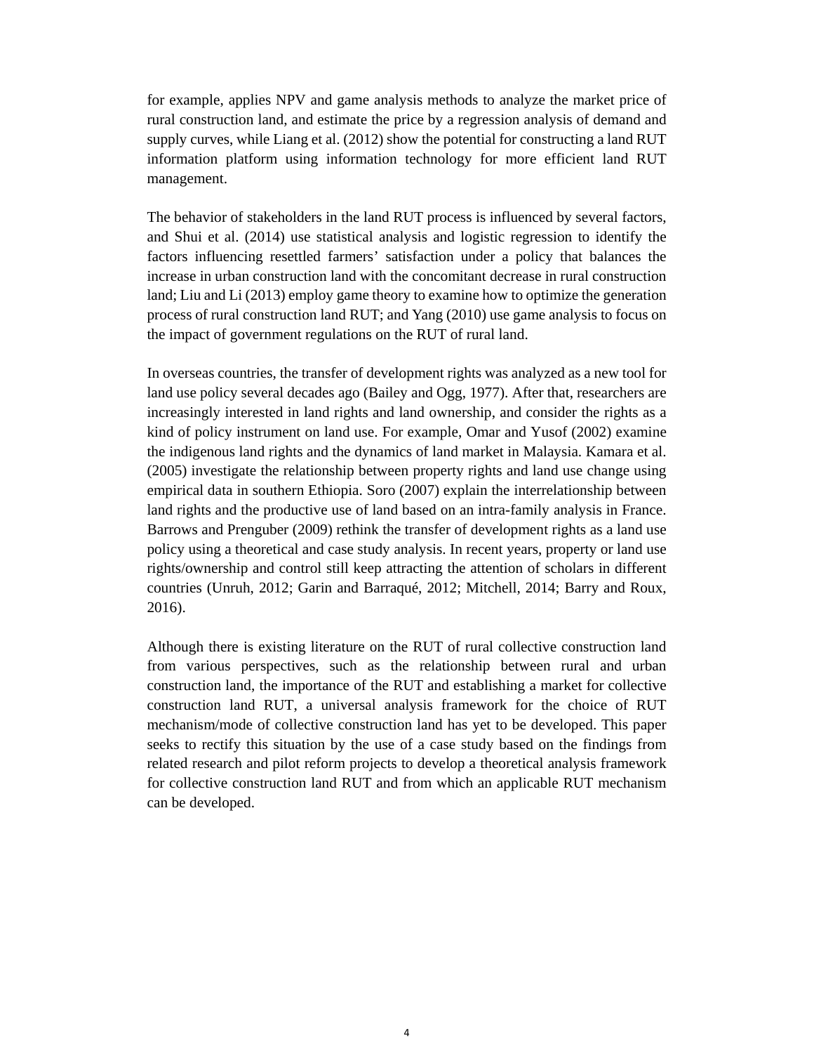for example, applies NPV and game analysis methods to analyze the market price of rural construction land, and estimate the price by a regression analysis of demand and supply curves, while Liang et al. (2012) show the potential for constructing a land RUT information platform using information technology for more efficient land RUT management.

The behavior of stakeholders in the land RUT process is influenced by several factors, and Shui et al. (2014) use statistical analysis and logistic regression to identify the factors influencing resettled farmers' satisfaction under a policy that balances the increase in urban construction land with the concomitant decrease in rural construction land; Liu and Li (2013) employ game theory to examine how to optimize the generation process of rural construction land RUT; and Yang (2010) use game analysis to focus on the impact of government regulations on the RUT of rural land.

In overseas countries, the transfer of development rights was analyzed as a new tool for land use policy several decades ago (Bailey and Ogg, 1977). After that, researchers are increasingly interested in land rights and land ownership, and consider the rights as a kind of policy instrument on land use. For example, Omar and Yusof (2002) examine the indigenous land rights and the dynamics of land market in Malaysia. Kamara et al. (2005) investigate the relationship between property rights and land use change using empirical data in southern Ethiopia. Soro (2007) explain the interrelationship between land rights and the productive use of land based on an intra-family analysis in France. Barrows and Prenguber (2009) rethink the transfer of development rights as a land use policy using a theoretical and case study analysis. In recent years, property or land use rights/ownership and control still keep attracting the attention of scholars in different countries (Unruh, 2012; Garin and Barraqué, 2012; Mitchell, 2014; Barry and Roux, 2016).

Although there is existing literature on the RUT of rural collective construction land from various perspectives, such as the relationship between rural and urban construction land, the importance of the RUT and establishing a market for collective construction land RUT, a universal analysis framework for the choice of RUT mechanism/mode of collective construction land has yet to be developed. This paper seeks to rectify this situation by the use of a case study based on the findings from related research and pilot reform projects to develop a theoretical analysis framework for collective construction land RUT and from which an applicable RUT mechanism can be developed.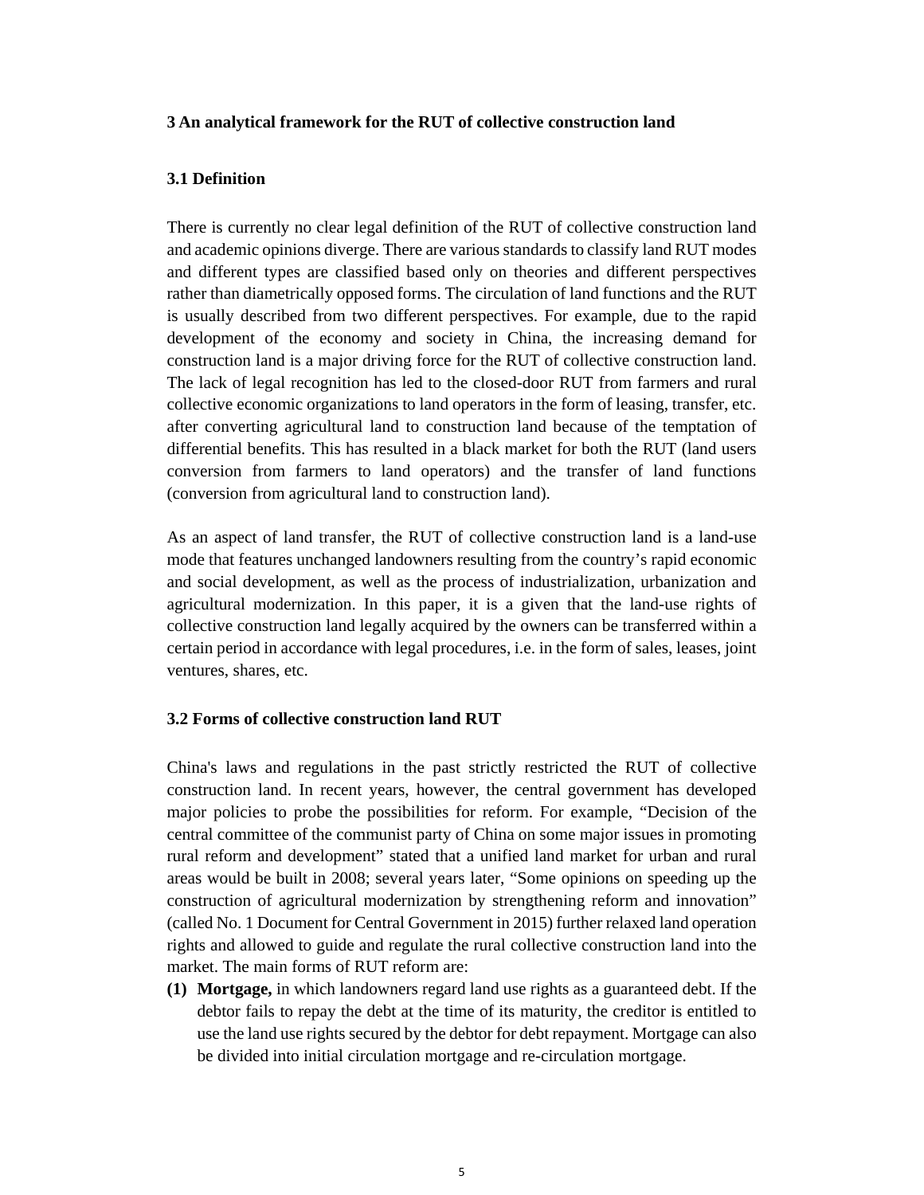## 3 An analytical framework for the RUT of collective construction land

### 3.1 Definition

There is currently no clear legal definition of the RUT of collective construction land and academic opinions diverge. There are various standards to classify land RUT modes and different types are classified based only on theories and different perspectives rather than diametrically opposed forms. The circulation of land functions and the RUT is usually described from two different perspectives. For example, due to the rapid development of the economy and society in China, the increasing demand for construction land is a major driving force for the RUT of collective construction land. The lack of legal recognition has led to the closed-door RUT from farmers and rural collective economic organizations to land operators in the form of leasing, transfer, etc. after converting agricultural land to construction land because of the temptation of differential benefits. This has resulted in a black market for both the RUT (land users conversion from farmers to land operators) and the transfer of land functions (conversion from agricultural land to construction land).

As an aspect of land transfer, the RUT of collective construction land is a land-use mode that features unchanged landowners resulting from the country's rapid economic and social development, as well as the process of industrialization, urbanization and agricultural modernization. In this paper, it is a given that the land-use rights of collective construction land legally acquired by the owners can be transferred within a certain period in accordance with legal procedures, i.e. in the form of sales, leases, joint ventures, shares, etc.

### 3.2 Forms of collective construction land RUT

China's laws and regulations in the past strictly restricted the RUT of collective construction land. In recent years, however, the central government has developed major policies to probe the possibilities for reform. For example, "Decision of the central committee of the communist party of China on some major issues in promoting rural reform and development" stated that a unified land market for urban and rural areas would be built in 2008; several years later, "Some opinions on speeding up the construction of agricultural modernization by strengthening reform and innovation" (called No. 1 Document for Central Government in 2015) further relaxed land operation rights and allowed to guide and regulate the rural collective construction land into the market. The main forms of RUT reform are:

**(1) Mortgage,** in which landowners regard land use rights as a guaranteed debt. If the debtor fails to repay the debt at the time of its maturity, the creditor is entitled to use the land use rights secured by the debtor for debt repayment. Mortgage can also be divided into initial circulation mortgage and re-circulation mortgage.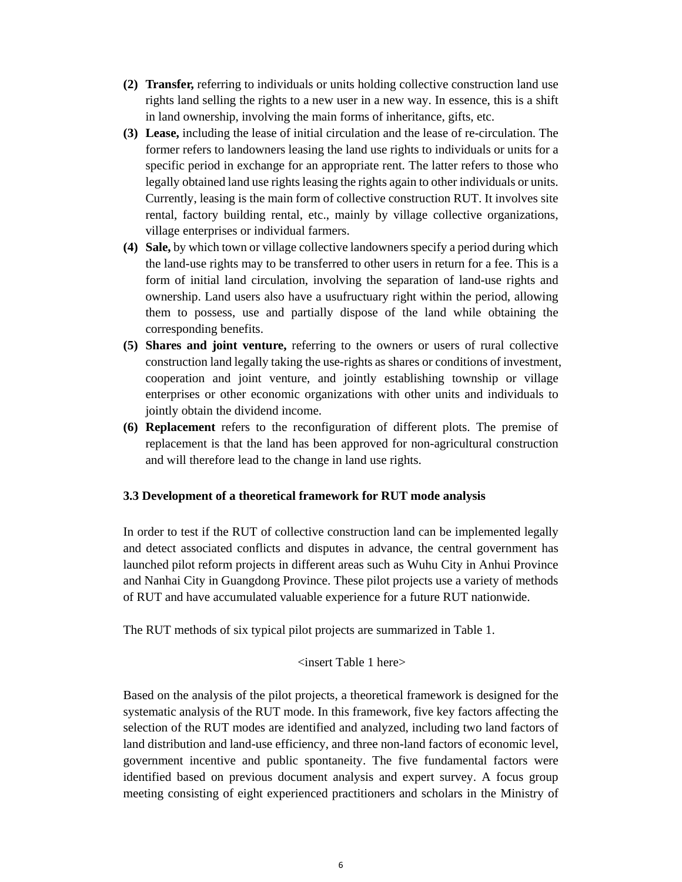(2) **Transfer,** referring to individuals or units holding collective construction land use rights land selling the rights to a new user in a new way. In essence, this is a shift in land ownership, involving the main forms of inheritance, gifts, etc.

(3) **Lease,** including the lease of initial circulation and the lease of re-circulation. The former refers to landowners leasing the land use rights to individuals or units for a specific period in exchange for an appropriate rent. The latter refers to those who legally obtained land use rights leasing the rights again to other individuals or units. Currently, leasing is the main form of collective construction RUT. It involves site rental, factory building rental, etc., mainly by village collective organizations, village enterprises or individual farmers.

(4) **Sale,** by which town or village collective landowners specify a period during which the land-use rights may to be transferred to other users in return for a fee. This is a form of initial land circulation, involving the separation of land-use rights and ownership. Land users also have a usufructuary right within the period, allowing them to possess, use and partially dispose of the land while obtaining the corresponding benefits.

(5) **Shares and joint venture,** referring to the owners or users of rural collective construction land legally taking the use-rights as shares or conditions of investment, cooperation and joint venture, and jointly establishing township or village enterprises or other economic organizations with other units and individuals to jointly obtain the dividend income.

(6) **Replacement** refers to the reconfiguration of different plots. The premise of replacement is that the land has been approved for non-agricultural construction and will therefore lead to the change in land use rights.

### 3.3 Development of a theoretical framework for RUT mode analysis

In order to test if the RUT of collective construction land can be implemented legally and detect associated conflicts and disputes in advance, the central government has launched pilot reform projects in different areas such as Wuhu City in Anhui Province and Nanhai City in Guangdong Province. These pilot projects use a variety of methods of RUT and have accumulated valuable experience for a future RUT nationwide.

The RUT methods of six typical pilot projects are summarized in Table 1.

<insert Table 1 here>

Based on the analysis of the pilot projects, a theoretical framework is designed for the systematic analysis of the RUT mode. In this framework, five key factors affecting the selection of the RUT modes are identified and analyzed, including two land factors of land distribution and land-use efficiency, and three non-land factors of economic level, government incentive and public spontaneity. The five fundamental factors were identified based on previous document analysis and expert survey. A focus group meeting consisting of eight experienced practitioners and scholars in the Ministry of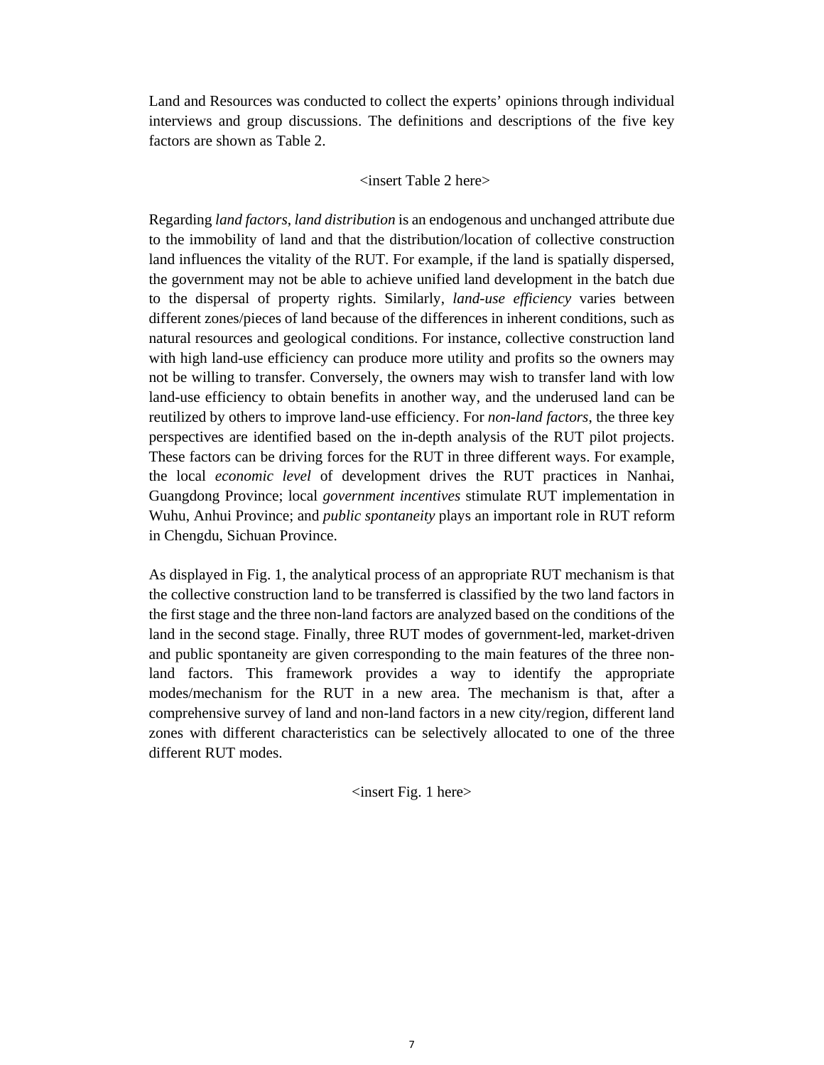Land and Resources was conducted to collect the experts' opinions through individual interviews and group discussions. The definitions and descriptions of the five key factors are shown as Table 2.

<insert Table 2 here>

Regarding *land factors*, *land distribution* is an endogenous and unchanged attribute due to the immobility of land and that the distribution/location of collective construction land influences the vitality of the RUT. For example, if the land is spatially dispersed, the government may not be able to achieve unified land development in the batch due to the dispersal of property rights. Similarly, *land-use efficiency* varies between different zones/pieces of land because of the differences in inherent conditions, such as natural resources and geological conditions. For instance, collective construction land with high land-use efficiency can produce more utility and profits so the owners may not be willing to transfer. Conversely, the owners may wish to transfer land with low land-use efficiency to obtain benefits in another way, and the underused land can be reutilized by others to improve land-use efficiency. For *non-land factors*, the three key perspectives are identified based on the in-depth analysis of the RUT pilot projects. These factors can be driving forces for the RUT in three different ways. For example, the local *economic level* of development drives the RUT practices in Nanhai, Guangdong Province; local *government incentives* stimulate RUT implementation in Wuhu, Anhui Province; and *public spontaneity* plays an important role in RUT reform in Chengdu, Sichuan Province.

As displayed in Fig. 1, the analytical process of an appropriate RUT mechanism is that the collective construction land to be transferred is classified by the two land factors in the first stage and the three non-land factors are analyzed based on the conditions of the land in the second stage. Finally, three RUT modes of government-led, market-driven and public spontaneity are given corresponding to the main features of the three non-land factors. This framework provides a way to identify the appropriate modes/mechanism for the RUT in a new area. The mechanism is that, after a comprehensive survey of land and non-land factors in a new city/region, different land zones with different characteristics can be selectively allocated to one of the three different RUT modes.

<insert Fig. 1 here>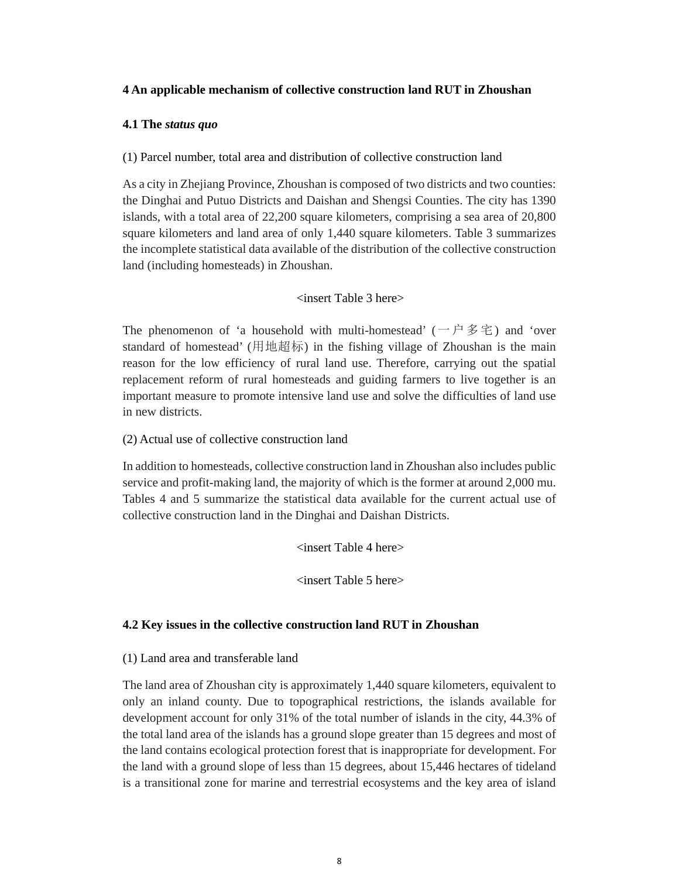## 4 An applicable mechanism of collective construction land RUT in Zhoushan

### 4.1 The *status quo*

(1) Parcel number, total area and distribution of collective construction land

As a city in Zhejiang Province, Zhoushan is composed of two districts and two counties: the Dinghai and Putuo Districts and Daishan and Shengsi Counties. The city has 1390 islands, with a total area of 22,200 square kilometers, comprising a sea area of 20,800 square kilometers and land area of only 1,440 square kilometers. Table 3 summarizes the incomplete statistical data available of the distribution of the collective construction land (including homesteads) in Zhoushan.

<insert Table 3 here>

The phenomenon of 'a household with multi-homestead' (一户多宅) and 'over standard of homestead' (用地超标) in the fishing village of Zhoushan is the main reason for the low efficiency of rural land use. Therefore, carrying out the spatial replacement reform of rural homesteads and guiding farmers to live together is an important measure to promote intensive land use and solve the difficulties of land use in new districts.

(2) Actual use of collective construction land

In addition to homesteads, collective construction land in Zhoushan also includes public service and profit-making land, the majority of which is the former at around 2,000 mu. Tables 4 and 5 summarize the statistical data available for the current actual use of collective construction land in the Dinghai and Daishan Districts.

<insert Table 4 here>

<insert Table 5 here>

### 4.2 Key issues in the collective construction land RUT in Zhoushan

(1) Land area and transferable land

The land area of Zhoushan city is approximately 1,440 square kilometers, equivalent to only an inland county. Due to topographical restrictions, the islands available for development account for only 31% of the total number of islands in the city, 44.3% of the total land area of the islands has a ground slope greater than 15 degrees and most of the land contains ecological protection forest that is inappropriate for development. For the land with a ground slope of less than 15 degrees, about 15,446 hectares of tideland is a transitional zone for marine and terrestrial ecosystems and the key area of island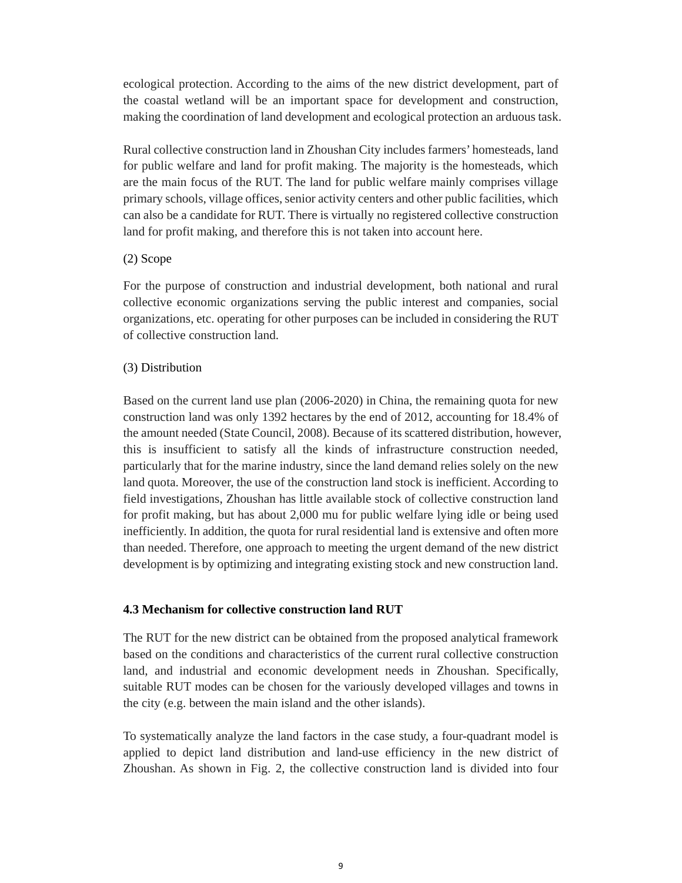ecological protection. According to the aims of the new district development, part of the coastal wetland will be an important space for development and construction, making the coordination of land development and ecological protection an arduous task.

Rural collective construction land in Zhoushan City includes farmers' homesteads, land for public welfare and land for profit making. The majority is the homesteads, which are the main focus of the RUT. The land for public welfare mainly comprises village primary schools, village offices, senior activity centers and other public facilities, which can also be a candidate for RUT. There is virtually no registered collective construction land for profit making, and therefore this is not taken into account here.

(2) Scope

For the purpose of construction and industrial development, both national and rural collective economic organizations serving the public interest and companies, social organizations, etc. operating for other purposes can be included in considering the RUT of collective construction land.

(3) Distribution

Based on the current land use plan (2006-2020) in China, the remaining quota for new construction land was only 1392 hectares by the end of 2012, accounting for 18.4% of the amount needed (State Council, 2008). Because of its scattered distribution, however, this is insufficient to satisfy all the kinds of infrastructure construction needed, particularly that for the marine industry, since the land demand relies solely on the new land quota. Moreover, the use of the construction land stock is inefficient. According to field investigations, Zhoushan has little available stock of collective construction land for profit making, but has about 2,000 mu for public welfare lying idle or being used inefficiently. In addition, the quota for rural residential land is extensive and often more than needed. Therefore, one approach to meeting the urgent demand of the new district development is by optimizing and integrating existing stock and new construction land.

### 4.3 Mechanism for collective construction land RUT

The RUT for the new district can be obtained from the proposed analytical framework based on the conditions and characteristics of the current rural collective construction land, and industrial and economic development needs in Zhoushan. Specifically, suitable RUT modes can be chosen for the variously developed villages and towns in the city (e.g. between the main island and the other islands).

To systematically analyze the land factors in the case study, a four-quadrant model is applied to depict land distribution and land-use efficiency in the new district of Zhoushan. As shown in Fig. 2, the collective construction land is divided into four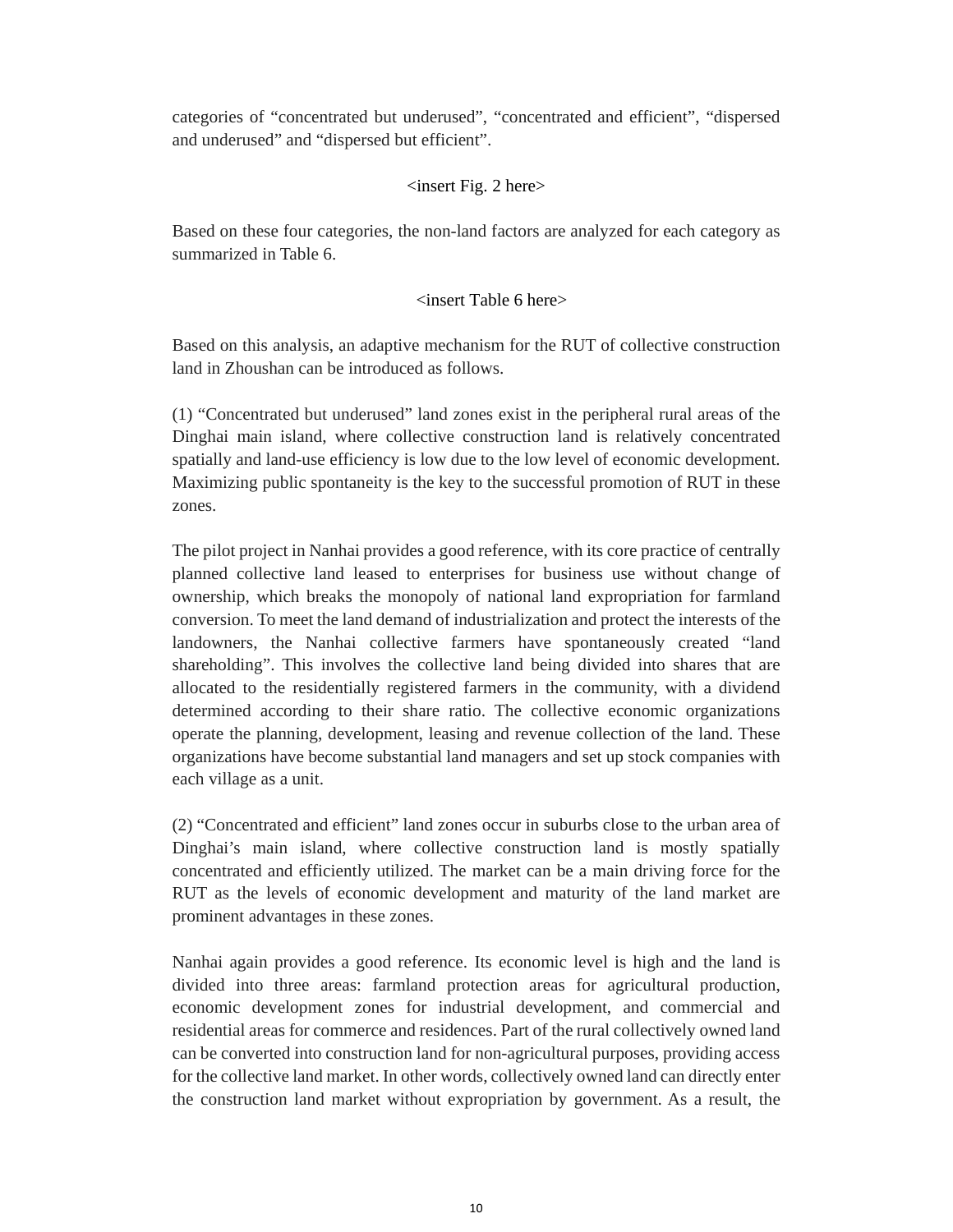categories of "concentrated but underused", "concentrated and efficient", "dispersed and underused" and "dispersed but efficient".

<insert Fig. 2 here>

Based on these four categories, the non-land factors are analyzed for each category as summarized in Table 6.

<insert Table 6 here>

Based on this analysis, an adaptive mechanism for the RUT of collective construction land in Zhoushan can be introduced as follows.

(1) "Concentrated but underused" land zones exist in the peripheral rural areas of the Dinghai main island, where collective construction land is relatively concentrated spatially and land-use efficiency is low due to the low level of economic development. Maximizing public spontaneity is the key to the successful promotion of RUT in these zones.

The pilot project in Nanhai provides a good reference, with its core practice of centrally planned collective land leased to enterprises for business use without change of ownership, which breaks the monopoly of national land expropriation for farmland conversion. To meet the land demand of industrialization and protect the interests of the landowners, the Nanhai collective farmers have spontaneously created "land shareholding". This involves the collective land being divided into shares that are allocated to the residentially registered farmers in the community, with a dividend determined according to their share ratio. The collective economic organizations operate the planning, development, leasing and revenue collection of the land. These organizations have become substantial land managers and set up stock companies with each village as a unit.

(2) "Concentrated and efficient" land zones occur in suburbs close to the urban area of Dinghai's main island, where collective construction land is mostly spatially concentrated and efficiently utilized. The market can be a main driving force for the RUT as the levels of economic development and maturity of the land market are prominent advantages in these zones.

Nanhai again provides a good reference. Its economic level is high and the land is divided into three areas: farmland protection areas for agricultural production, economic development zones for industrial development, and commercial and residential areas for commerce and residences. Part of the rural collectively owned land can be converted into construction land for non-agricultural purposes, providing access for the collective land market. In other words, collectively owned land can directly enter the construction land market without expropriation by government. As a result, the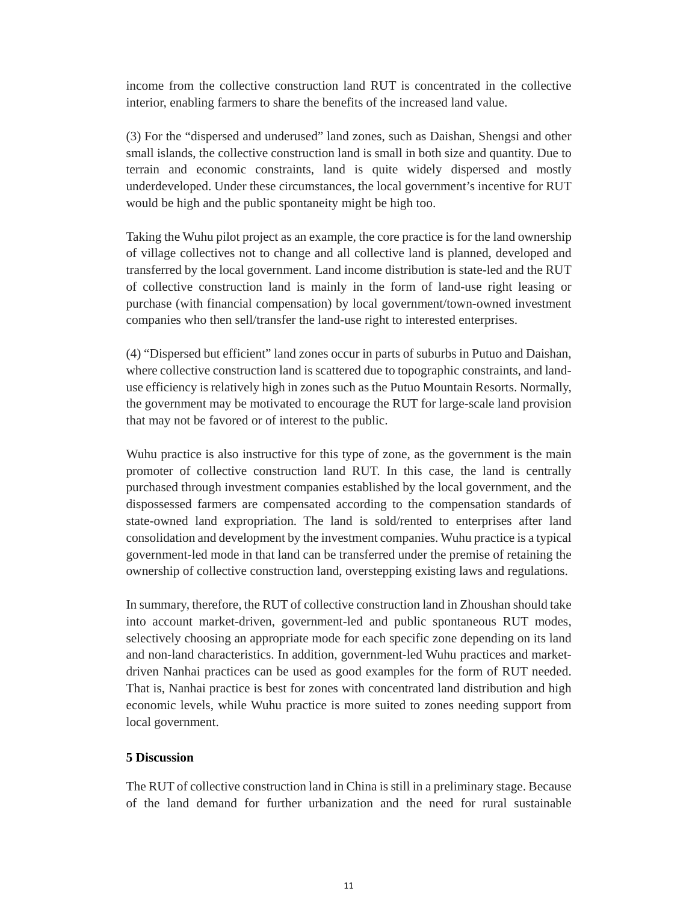income from the collective construction land RUT is concentrated in the collective interior, enabling farmers to share the benefits of the increased land value.

(3) For the “dispersed and underused” land zones, such as Daishan, Shengsi and other small islands, the collective construction land is small in both size and quantity. Due to terrain and economic constraints, land is quite widely dispersed and mostly underdeveloped. Under these circumstances, the local government’s incentive for RUT would be high and the public spontaneity might be high too.

Taking the Wuhu pilot project as an example, the core practice is for the land ownership of village collectives not to change and all collective land is planned, developed and transferred by the local government. Land income distribution is state-led and the RUT of collective construction land is mainly in the form of land-use right leasing or purchase (with financial compensation) by local government/town-owned investment companies who then sell/transfer the land-use right to interested enterprises.

(4) “Dispersed but efficient” land zones occur in parts of suburbs in Putuo and Daishan, where collective construction land is scattered due to topographic constraints, and land-use efficiency is relatively high in zones such as the Putuo Mountain Resorts. Normally, the government may be motivated to encourage the RUT for large-scale land provision that may not be favored or of interest to the public.

Wuhu practice is also instructive for this type of zone, as the government is the main promoter of collective construction land RUT. In this case, the land is centrally purchased through investment companies established by the local government, and the dispossessed farmers are compensated according to the compensation standards of state-owned land expropriation. The land is sold/rented to enterprises after land consolidation and development by the investment companies. Wuhu practice is a typical government-led mode in that land can be transferred under the premise of retaining the ownership of collective construction land, overstepping existing laws and regulations.

In summary, therefore, the RUT of collective construction land in Zhoushan should take into account market-driven, government-led and public spontaneous RUT modes, selectively choosing an appropriate mode for each specific zone depending on its land and non-land characteristics. In addition, government-led Wuhu practices and market-driven Nanhai practices can be used as good examples for the form of RUT needed. That is, Nanhai practice is best for zones with concentrated land distribution and high economic levels, while Wuhu practice is more suited to zones needing support from local government.

## 5 Discussion

The RUT of collective construction land in China is still in a preliminary stage. Because of the land demand for further urbanization and the need for rural sustainable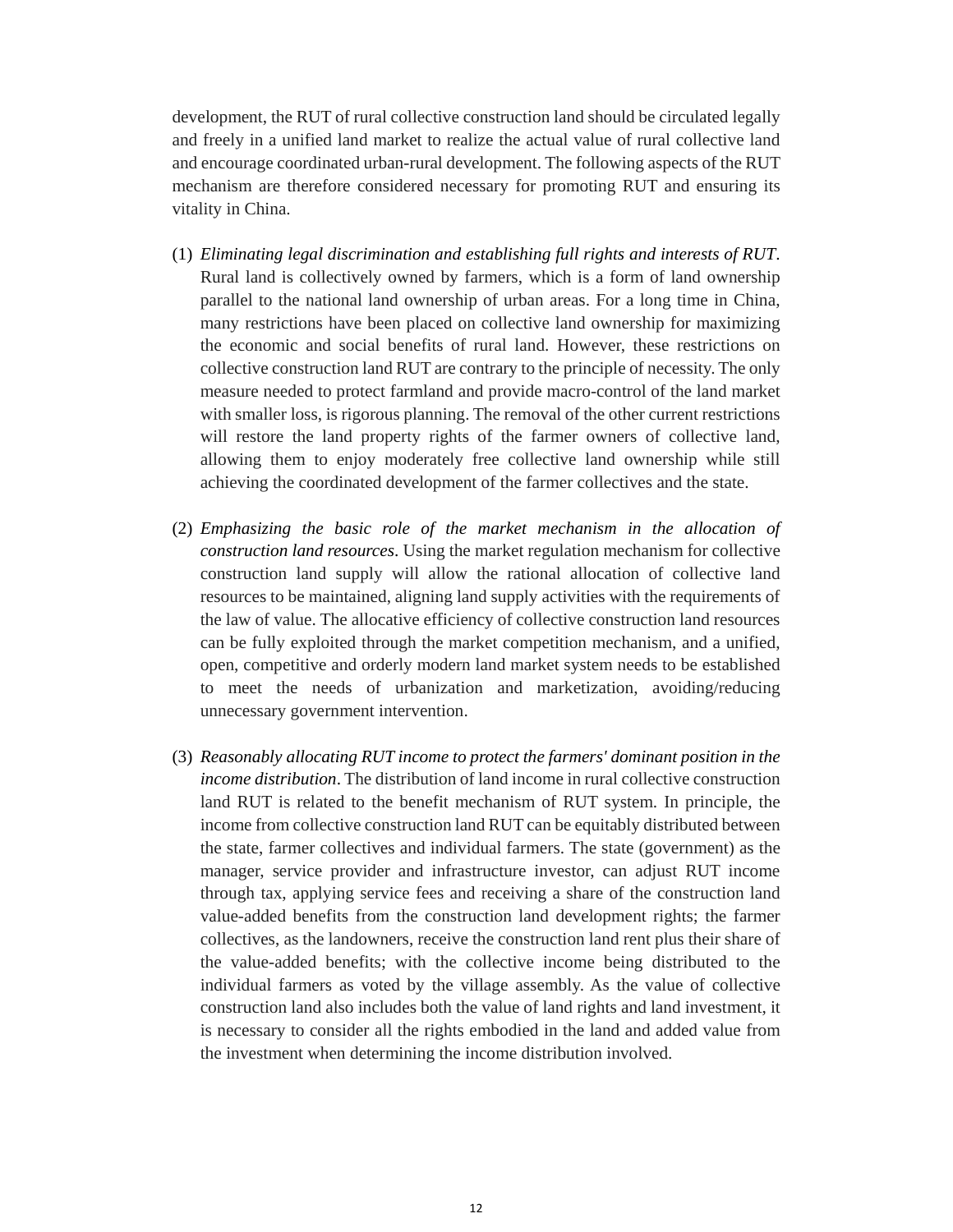development, the RUT of rural collective construction land should be circulated legally and freely in a unified land market to realize the actual value of rural collective land and encourage coordinated urban-rural development. The following aspects of the RUT mechanism are therefore considered necessary for promoting RUT and ensuring its vitality in China.

(1) *Eliminating legal discrimination and establishing full rights and interests of RUT*. Rural land is collectively owned by farmers, which is a form of land ownership parallel to the national land ownership of urban areas. For a long time in China, many restrictions have been placed on collective land ownership for maximizing the economic and social benefits of rural land. However, these restrictions on collective construction land RUT are contrary to the principle of necessity. The only measure needed to protect farmland and provide macro-control of the land market with smaller loss, is rigorous planning. The removal of the other current restrictions will restore the land property rights of the farmer owners of collective land, allowing them to enjoy moderately free collective land ownership while still achieving the coordinated development of the farmer collectives and the state.

(2) *Emphasizing the basic role of the market mechanism in the allocation of construction land resources*. Using the market regulation mechanism for collective construction land supply will allow the rational allocation of collective land resources to be maintained, aligning land supply activities with the requirements of the law of value. The allocative efficiency of collective construction land resources can be fully exploited through the market competition mechanism, and a unified, open, competitive and orderly modern land market system needs to be established to meet the needs of urbanization and marketization, avoiding/reducing unnecessary government intervention.

(3) *Reasonably allocating RUT income to protect the farmers' dominant position in the income distribution*. The distribution of land income in rural collective construction land RUT is related to the benefit mechanism of RUT system. In principle, the income from collective construction land RUT can be equitably distributed between the state, farmer collectives and individual farmers. The state (government) as the manager, service provider and infrastructure investor, can adjust RUT income through tax, applying service fees and receiving a share of the construction land value-added benefits from the construction land development rights; the farmer collectives, as the landowners, receive the construction land rent plus their share of the value-added benefits; with the collective income being distributed to the individual farmers as voted by the village assembly. As the value of collective construction land also includes both the value of land rights and land investment, it is necessary to consider all the rights embodied in the land and added value from the investment when determining the income distribution involved.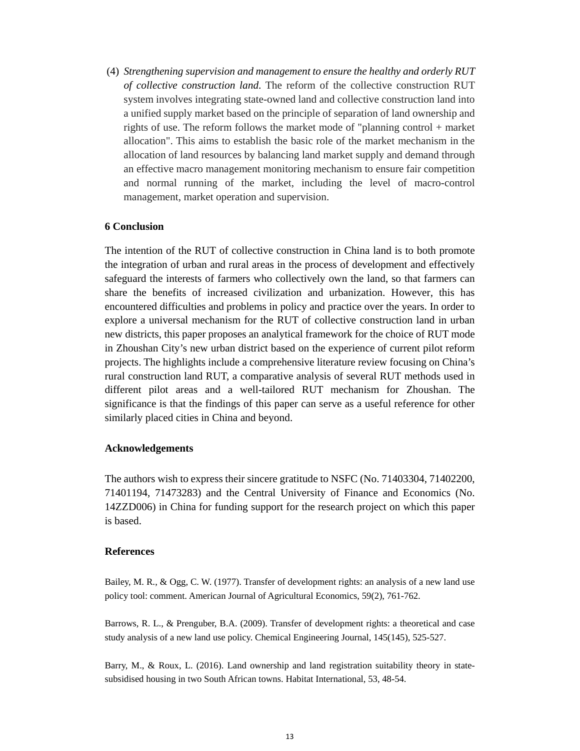(4) *Strengthening supervision and management to ensure the healthy and orderly RUT of collective construction land*. The reform of the collective construction RUT system involves integrating state-owned land and collective construction land into a unified supply market based on the principle of separation of land ownership and rights of use. The reform follows the market mode of "planning control + market allocation". This aims to establish the basic role of the market mechanism in the allocation of land resources by balancing land market supply and demand through an effective macro management monitoring mechanism to ensure fair competition and normal running of the market, including the level of macro-control management, market operation and supervision.

## 6 Conclusion

The intention of the RUT of collective construction in China land is to both promote the integration of urban and rural areas in the process of development and effectively safeguard the interests of farmers who collectively own the land, so that farmers can share the benefits of increased civilization and urbanization. However, this has encountered difficulties and problems in policy and practice over the years. In order to explore a universal mechanism for the RUT of collective construction land in urban new districts, this paper proposes an analytical framework for the choice of RUT mode in Zhoushan City's new urban district based on the experience of current pilot reform projects. The highlights include a comprehensive literature review focusing on China's rural construction land RUT, a comparative analysis of several RUT methods used in different pilot areas and a well-tailored RUT mechanism for Zhoushan. The significance is that the findings of this paper can serve as a useful reference for other similarly placed cities in China and beyond.

## Acknowledgements

The authors wish to express their sincere gratitude to NSFC (No. 71403304, 71402200, 71401194, 71473283) and the Central University of Finance and Economics (No. 14ZZD006) in China for funding support for the research project on which this paper is based.

## References

Bailey, M. R., & Ogg, C. W. (1977). Transfer of development rights: an analysis of a new land use policy tool: comment. American Journal of Agricultural Economics, 59(2), 761-762.

Barrows, R. L., & Prenguber, B.A. (2009). Transfer of development rights: a theoretical and case study analysis of a new land use policy. Chemical Engineering Journal, 145(145), 525-527.

Barry, M., & Roux, L. (2016). Land ownership and land registration suitability theory in state-subsidised housing in two South African towns. Habitat International, 53, 48-54.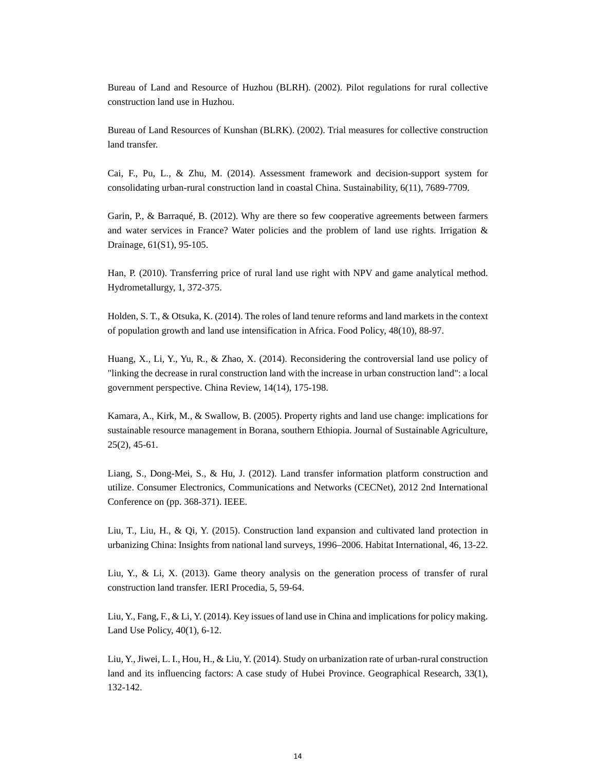Bureau of Land and Resource of Huzhou (BLRH). (2002). Pilot regulations for rural collective construction land use in Huzhou.

Bureau of Land Resources of Kunshan (BLRK). (2002). Trial measures for collective construction land transfer.

Cai, F., Pu, L., & Zhu, M. (2014). Assessment framework and decision-support system for consolidating urban-rural construction land in coastal China. Sustainability, 6(11), 7689-7709.

Garin, P., & Barraqué, B. (2012). Why are there so few cooperative agreements between farmers and water services in France? Water policies and the problem of land use rights. Irrigation & Drainage, 61(S1), 95-105.

Han, P. (2010). Transferring price of rural land use right with NPV and game analytical method. Hydrometallurgy, 1, 372-375.

Holden, S. T., & Otsuka, K. (2014). The roles of land tenure reforms and land markets in the context of population growth and land use intensification in Africa. Food Policy, 48(10), 88-97.

Huang, X., Li, Y., Yu, R., & Zhao, X. (2014). Reconsidering the controversial land use policy of "linking the decrease in rural construction land with the increase in urban construction land": a local government perspective. China Review, 14(14), 175-198.

Kamara, A., Kirk, M., & Swallow, B. (2005). Property rights and land use change: implications for sustainable resource management in Borana, southern Ethiopia. Journal of Sustainable Agriculture, 25(2), 45-61.

Liang, S., Dong-Mei, S., & Hu, J. (2012). Land transfer information platform construction and utilize. Consumer Electronics, Communications and Networks (CECNet), 2012 2nd International Conference on (pp. 368-371). IEEE.

Liu, T., Liu, H., & Qi, Y. (2015). Construction land expansion and cultivated land protection in urbanizing China: Insights from national land surveys, 1996–2006. Habitat International, 46, 13-22.

Liu, Y., & Li, X. (2013). Game theory analysis on the generation process of transfer of rural construction land transfer. IERI Procedia, 5, 59-64.

Liu, Y., Fang, F., & Li, Y. (2014). Key issues of land use in China and implications for policy making. Land Use Policy, 40(1), 6-12.

Liu, Y., Jiwei, L. I., Hou, H., & Liu, Y. (2014). Study on urbanization rate of urban-rural construction land and its influencing factors: A case study of Hubei Province. Geographical Research, 33(1), 132-142.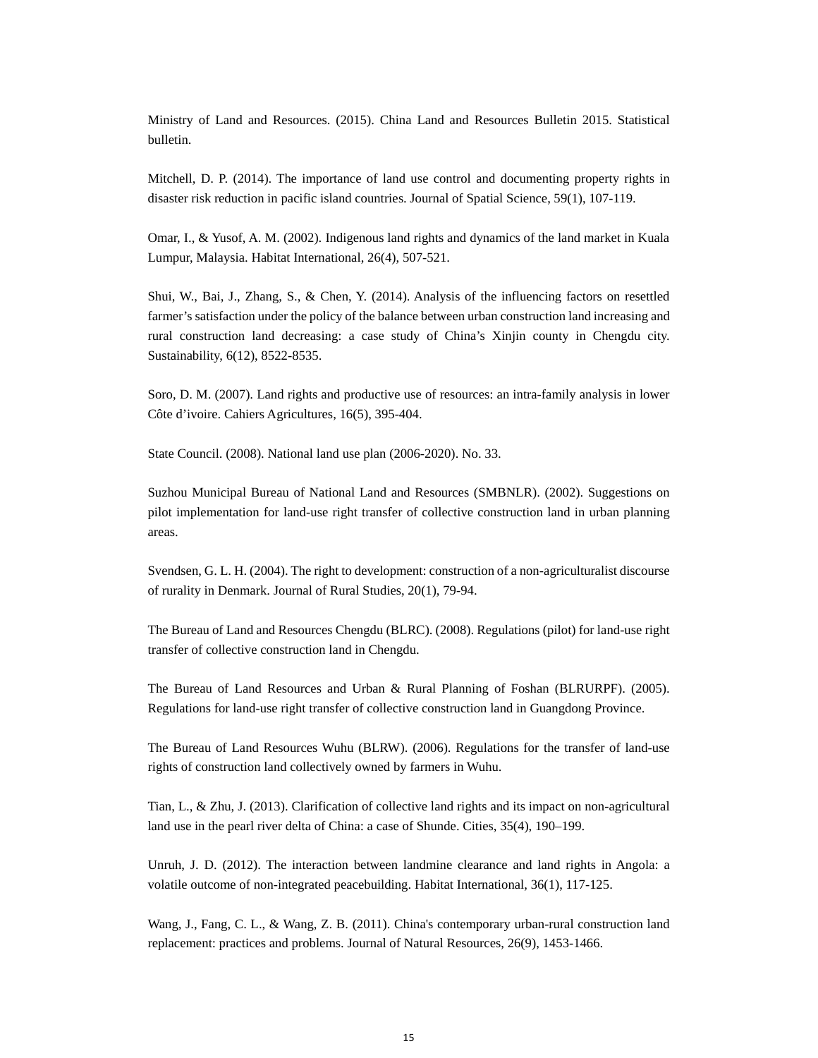Ministry of Land and Resources. (2015). China Land and Resources Bulletin 2015. Statistical bulletin.

Mitchell, D. P. (2014). The importance of land use control and documenting property rights in disaster risk reduction in pacific island countries. Journal of Spatial Science, 59(1), 107-119.

Omar, I., & Yusof, A. M. (2002). Indigenous land rights and dynamics of the land market in Kuala Lumpur, Malaysia. Habitat International, 26(4), 507-521.

Shui, W., Bai, J., Zhang, S., & Chen, Y. (2014). Analysis of the influencing factors on resettled farmer's satisfaction under the policy of the balance between urban construction land increasing and rural construction land decreasing: a case study of China's Xinjin county in Chengdu city. Sustainability, 6(12), 8522-8535.

Soro, D. M. (2007). Land rights and productive use of resources: an intra-family analysis in lower Côte d'ivoire. Cahiers Agricultures, 16(5), 395-404.

State Council. (2008). National land use plan (2006-2020). No. 33.

Suzhou Municipal Bureau of National Land and Resources (SMBNLR). (2002). Suggestions on pilot implementation for land-use right transfer of collective construction land in urban planning areas.

Svendsen, G. L. H. (2004). The right to development: construction of a non-agriculturalist discourse of rurality in Denmark. Journal of Rural Studies, 20(1), 79-94.

The Bureau of Land and Resources Chengdu (BLRC). (2008). Regulations (pilot) for land-use right transfer of collective construction land in Chengdu.

The Bureau of Land Resources and Urban & Rural Planning of Foshan (BLRURPF). (2005). Regulations for land-use right transfer of collective construction land in Guangdong Province.

The Bureau of Land Resources Wuhu (BLRW). (2006). Regulations for the transfer of land-use rights of construction land collectively owned by farmers in Wuhu.

Tian, L., & Zhu, J. (2013). Clarification of collective land rights and its impact on non-agricultural land use in the pearl river delta of China: a case of Shunde. Cities, 35(4), 190–199.

Unruh, J. D. (2012). The interaction between landmine clearance and land rights in Angola: a volatile outcome of non-integrated peacebuilding. Habitat International, 36(1), 117-125.

Wang, J., Fang, C. L., & Wang, Z. B. (2011). China's contemporary urban-rural construction land replacement: practices and problems. Journal of Natural Resources, 26(9), 1453-1466.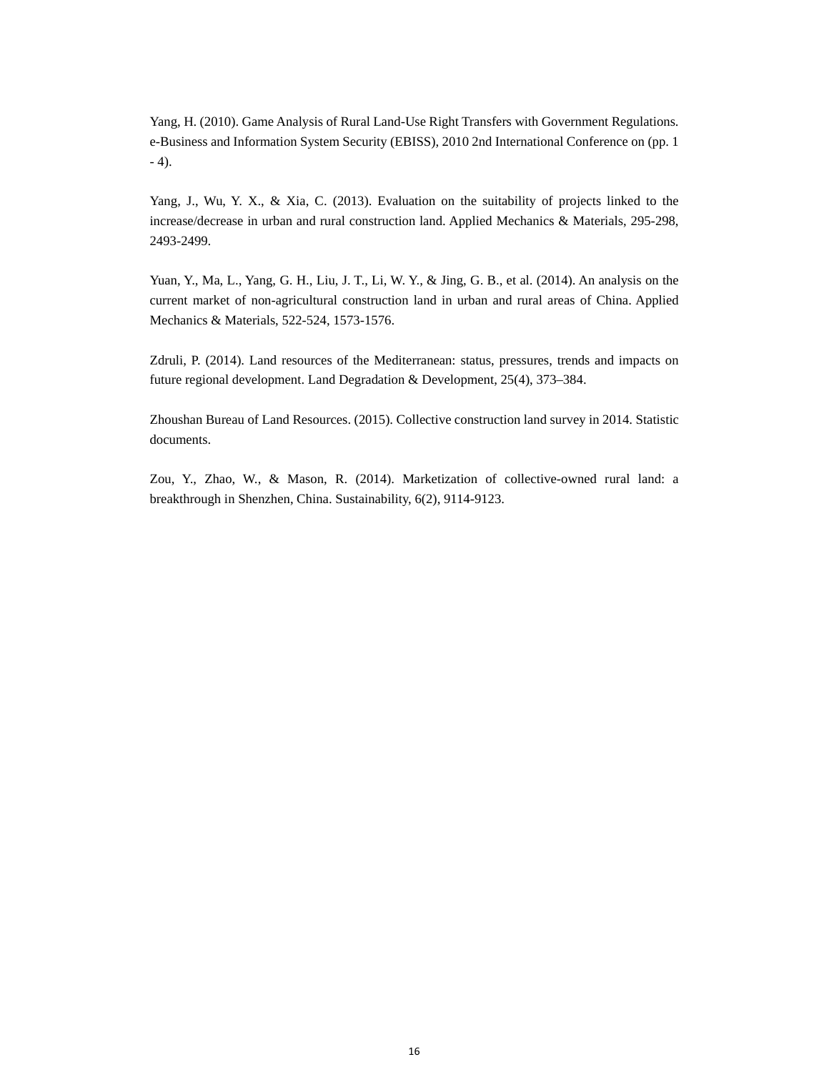Yang, H. (2010). Game Analysis of Rural Land-Use Right Transfers with Government Regulations. e-Business and Information System Security (EBISS), 2010 2nd International Conference on (pp. 1 - 4).

Yang, J., Wu, Y. X., & Xia, C. (2013). Evaluation on the suitability of projects linked to the increase/decrease in urban and rural construction land. Applied Mechanics & Materials, 295-298, 2493-2499.

Yuan, Y., Ma, L., Yang, G. H., Liu, J. T., Li, W. Y., & Jing, G. B., et al. (2014). An analysis on the current market of non-agricultural construction land in urban and rural areas of China. Applied Mechanics & Materials, 522-524, 1573-1576.

Zdruli, P. (2014). Land resources of the Mediterranean: status, pressures, trends and impacts on future regional development. Land Degradation & Development, 25(4), 373–384.

Zhoushan Bureau of Land Resources. (2015). Collective construction land survey in 2014. Statistic documents.

Zou, Y., Zhao, W., & Mason, R. (2014). Marketization of collective-owned rural land: a breakthrough in Shenzhen, China. Sustainability, 6(2), 9114-9123.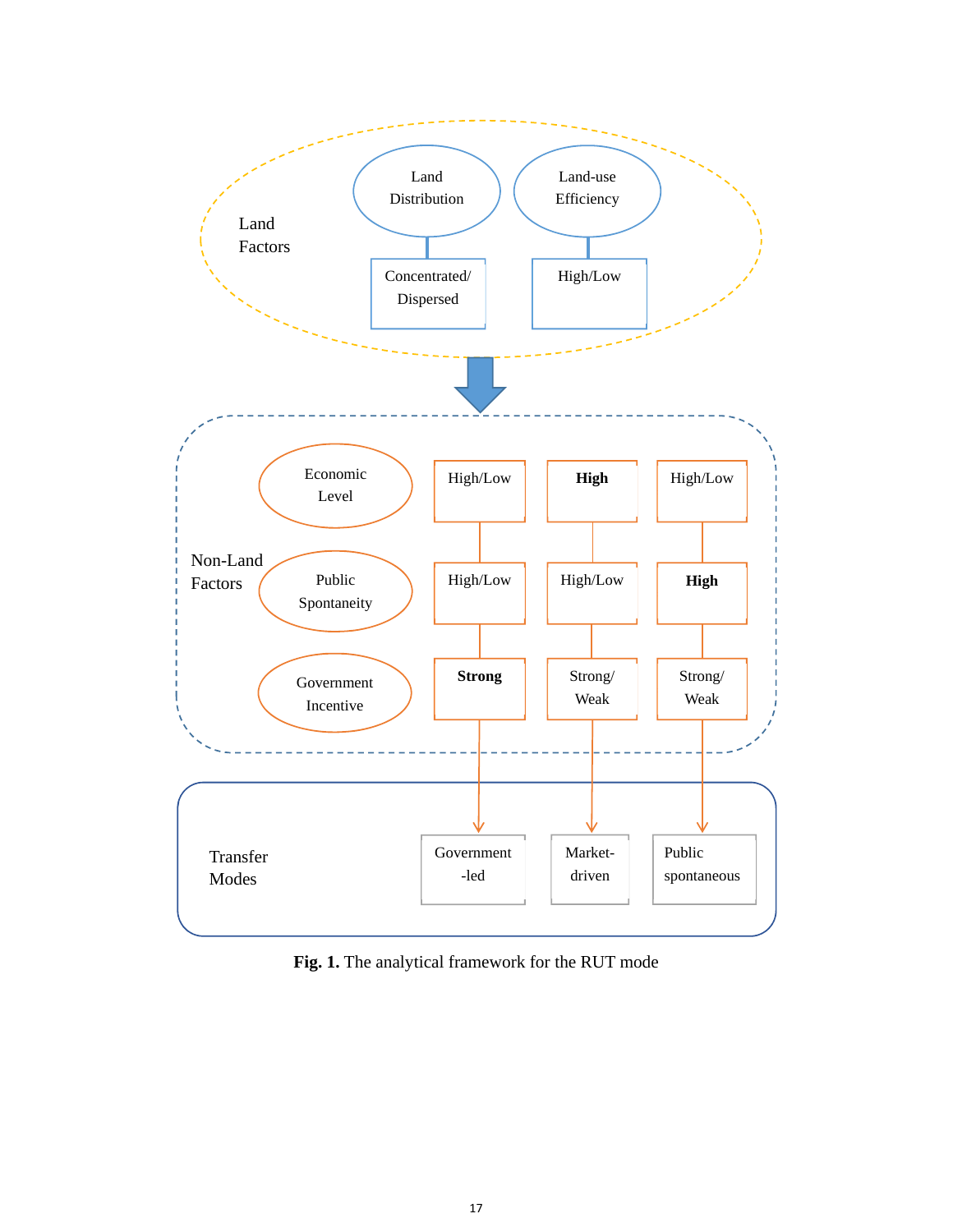Land Factors

Land Distribution — Concentrated/ Dispersed

Land-use Efficiency — High/Low

Non-Land Factors

| | | | |
|---|---|---|---|
| Economic Level | High/Low | **High** | High/Low |
| Public Spontaneity | High/Low | High/Low | **High** |
| Government Incentive | **Strong** | Strong/ Weak | Strong/ Weak |
| Transfer Modes | Government -led | Market- driven | Public spontaneous |

**Fig. 1.** The analytical framework for the RUT mode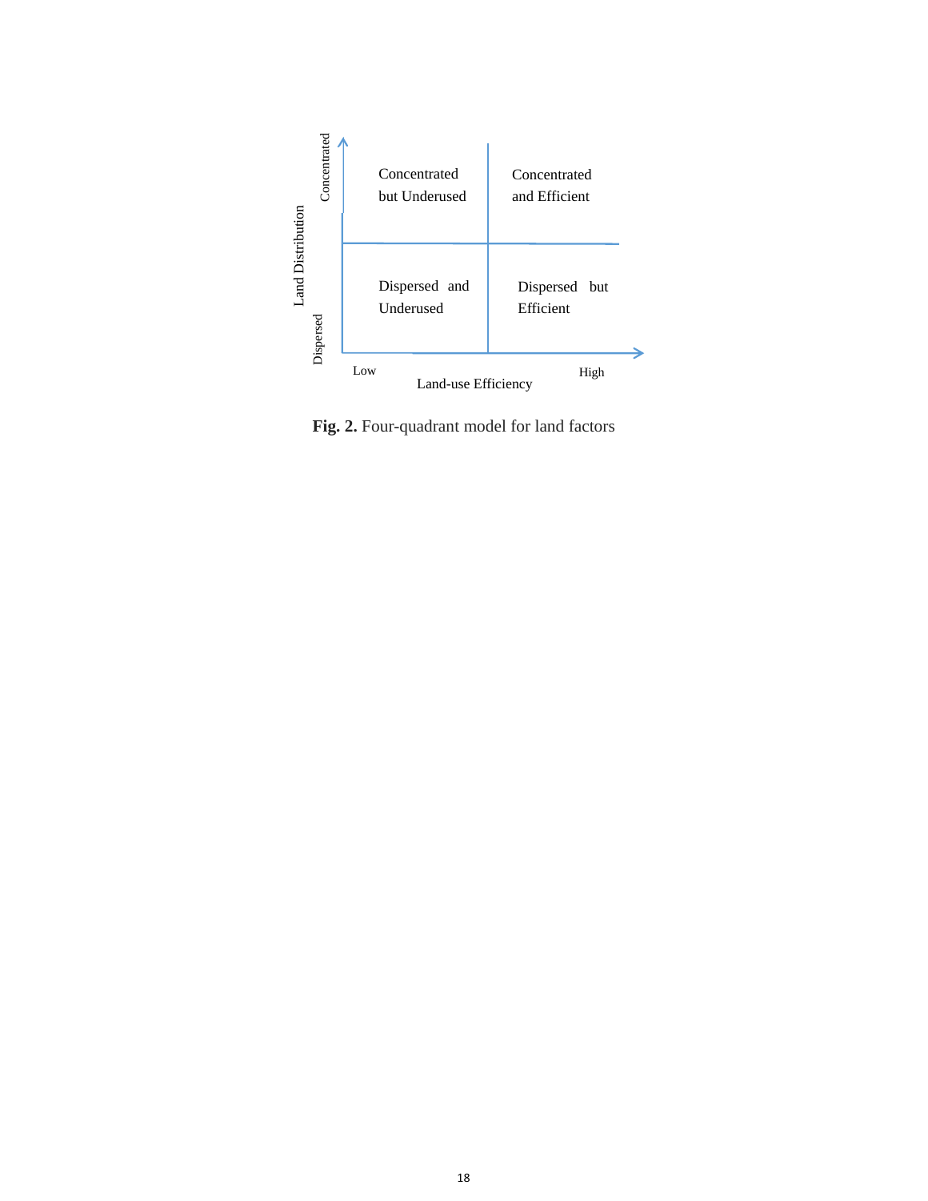| Land Distribution | Low Land-use Efficiency | High Land-use Efficiency |
|---|---|---|
| Concentrated | Concentrated but Underused | Concentrated and Efficient |
| Dispersed | Dispersed and Underused | Dispersed but Efficient |

**Fig. 2.** Four-quadrant model for land factors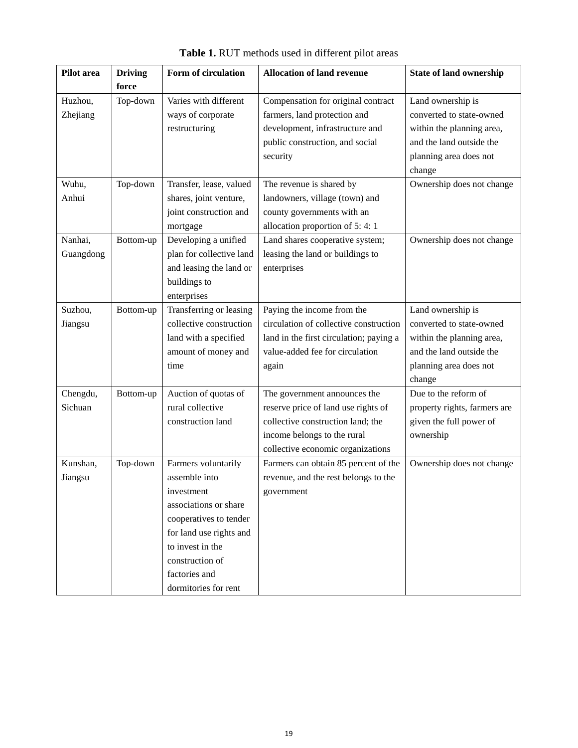**Table 1.** RUT methods used in different pilot areas

| Pilot area | Driving force | Form of circulation | Allocation of land revenue | State of land ownership |
|---|---|---|---|---|
| Huzhou, Zhejiang | Top-down | Varies with different ways of corporate restructuring | Compensation for original contract farmers, land protection and development, infrastructure and public construction, and social security | Land ownership is converted to state-owned within the planning area, and the land outside the planning area does not change |
| Wuhu, Anhui | Top-down | Transfer, lease, valued shares, joint venture, joint construction and mortgage | The revenue is shared by landowners, village (town) and county governments with an allocation proportion of 5: 4: 1 | Ownership does not change |
| Nanhai, Guangdong | Bottom-up | Developing a unified plan for collective land and leasing the land or buildings to enterprises | Land shares cooperative system; leasing the land or buildings to enterprises | Ownership does not change |
| Suzhou, Jiangsu | Bottom-up | Transferring or leasing collective construction land with a specified amount of money and time | Paying the income from the circulation of collective construction land in the first circulation; paying a value-added fee for circulation again | Land ownership is converted to state-owned within the planning area, and the land outside the planning area does not change |
| Chengdu, Sichuan | Bottom-up | Auction of quotas of rural collective construction land | The government announces the reserve price of land use rights of collective construction land; the income belongs to the rural collective economic organizations | Due to the reform of property rights, farmers are given the full power of ownership |
| Kunshan, Jiangsu | Top-down | Farmers voluntarily assemble into investment associations or share cooperatives to tender for land use rights and to invest in the construction of factories and dormitories for rent | Farmers can obtain 85 percent of the revenue, and the rest belongs to the government | Ownership does not change |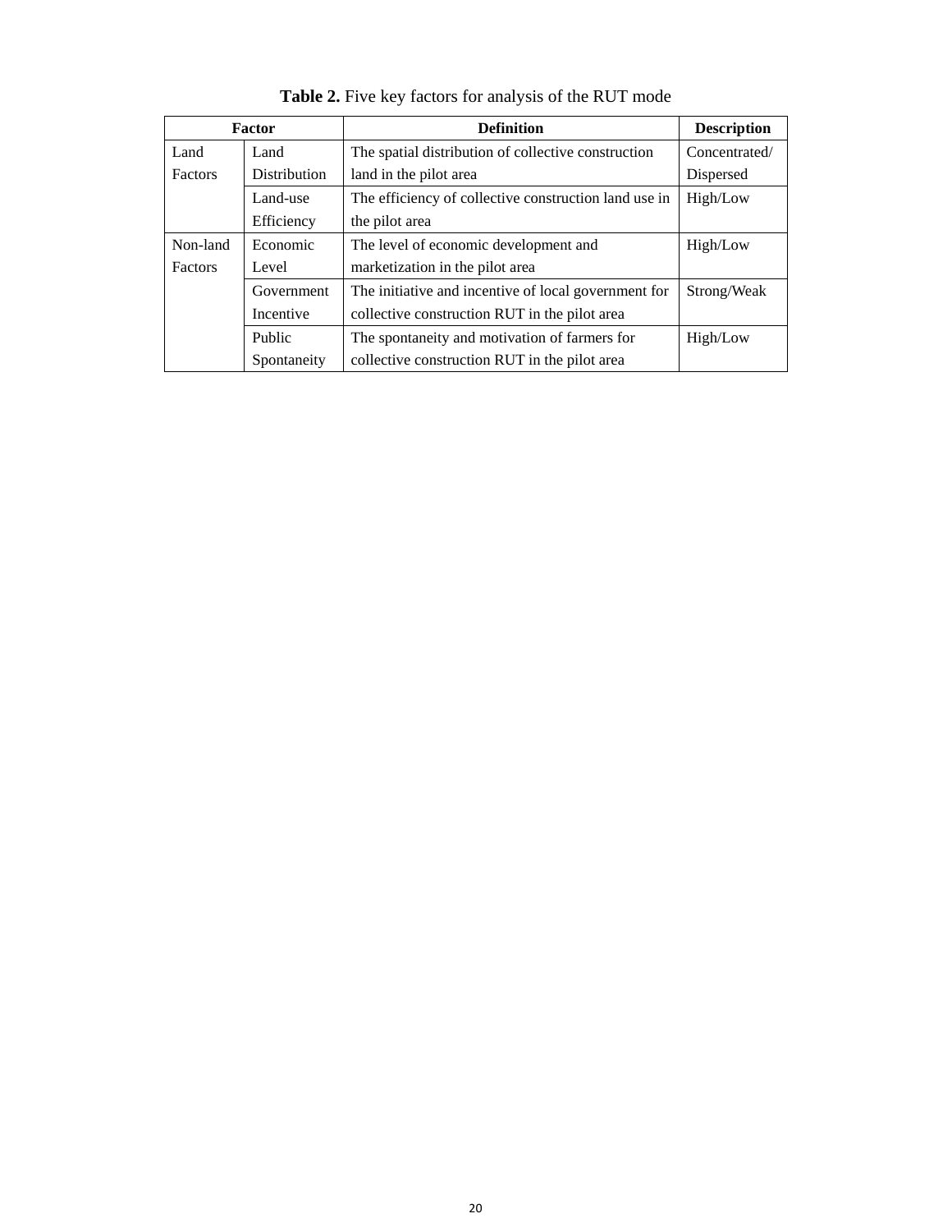**Table 2.** Five key factors for analysis of the RUT mode

| Factor | | Definition | Description |
|---|---|---|---|
| Land Factors | Land Distribution | The spatial distribution of collective construction land in the pilot area | Concentrated/ Dispersed |
| | Land-use Efficiency | The efficiency of collective construction land use in the pilot area | High/Low |
| Non-land Factors | Economic Level | The level of economic development and marketization in the pilot area | High/Low |
| | Government Incentive | The initiative and incentive of local government for collective construction RUT in the pilot area | Strong/Weak |
| | Public Spontaneity | The spontaneity and motivation of farmers for collective construction RUT in the pilot area | High/Low |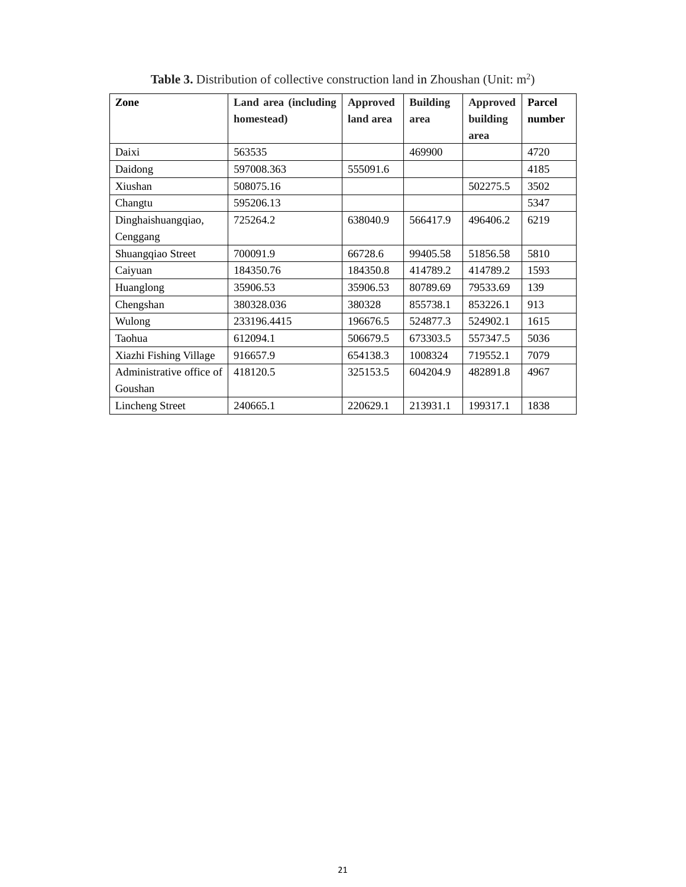**Table 3.** Distribution of collective construction land in Zhoushan (Unit: $m^2$)

| Zone | Land area (including homestead) | Approved land area | Building area | Approved building area | Parcel number |
|---|---|---|---|---|---|
| Daixi | 563535 | | 469900 | | 4720 |
| Daidong | 597008.363 | 555091.6 | | | 4185 |
| Xiushan | 508075.16 | | | 502275.5 | 3502 |
| Changtu | 595206.13 | | | | 5347 |
| Dinghaishuangqiao, Cenggang | 725264.2 | 638040.9 | 566417.9 | 496406.2 | 6219 |
| Shuangqiao Street | 700091.9 | 66728.6 | 99405.58 | 51856.58 | 5810 |
| Caiyuan | 184350.76 | 184350.8 | 414789.2 | 414789.2 | 1593 |
| Huanglong | 35906.53 | 35906.53 | 80789.69 | 79533.69 | 139 |
| Chengshan | 380328.036 | 380328 | 855738.1 | 853226.1 | 913 |
| Wulong | 233196.4415 | 196676.5 | 524877.3 | 524902.1 | 1615 |
| Taohua | 612094.1 | 506679.5 | 673303.5 | 557347.5 | 5036 |
| Xiazhi Fishing Village | 916657.9 | 654138.3 | 1008324 | 719552.1 | 7079 |
| Administrative office of Goushan | 418120.5 | 325153.5 | 604204.9 | 482891.8 | 4967 |
| Lincheng Street | 240665.1 | 220629.1 | 213931.1 | 199317.1 | 1838 |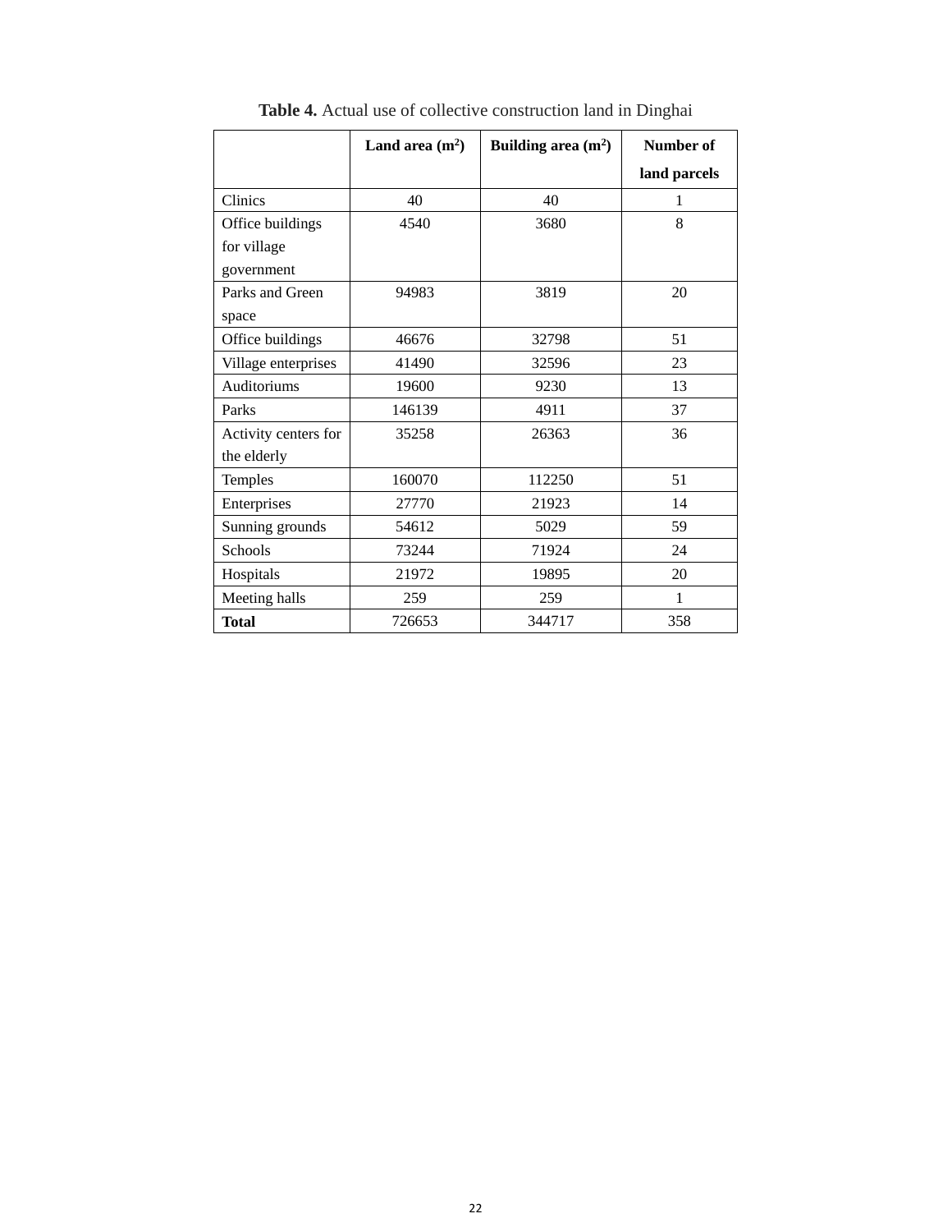**Table 4.** Actual use of collective construction land in Dinghai

| | **Land area ($m^2$)** | **Building area ($m^2$)** | **Number of land parcels** |
|---|---|---|---|
| Clinics | 40 | 40 | 1 |
| Office buildings for village government | 4540 | 3680 | 8 |
| Parks and Green space | 94983 | 3819 | 20 |
| Office buildings | 46676 | 32798 | 51 |
| Village enterprises | 41490 | 32596 | 23 |
| Auditoriums | 19600 | 9230 | 13 |
| Parks | 146139 | 4911 | 37 |
| Activity centers for the elderly | 35258 | 26363 | 36 |
| Temples | 160070 | 112250 | 51 |
| Enterprises | 27770 | 21923 | 14 |
| Sunning grounds | 54612 | 5029 | 59 |
| Schools | 73244 | 71924 | 24 |
| Hospitals | 21972 | 19895 | 20 |
| Meeting halls | 259 | 259 | 1 |
| **Total** | 726653 | 344717 | 358 |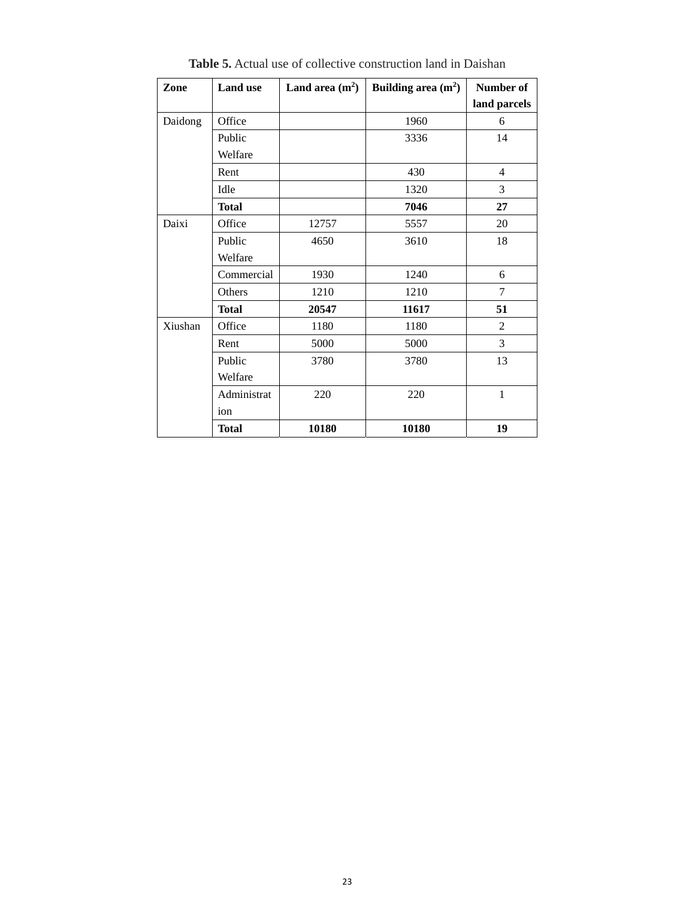**Table 5.** Actual use of collective construction land in Daishan

| Zone | Land use | Land area ($m^2$) | Building area ($m^2$) | Number of land parcels |
| --- | --- | --- | --- | --- |
| Daidong | Office | | 1960 | 6 |
| | Public Welfare | | 3336 | 14 |
| | Rent | | 430 | 4 |
| | Idle | | 1320 | 3 |
| | **Total** | | **7046** | **27** |
| Daixi | Office | 12757 | 5557 | 20 |
| | Public Welfare | 4650 | 3610 | 18 |
| | Commercial | 1930 | 1240 | 6 |
| | Others | 1210 | 1210 | 7 |
| | **Total** | **20547** | **11617** | **51** |
| Xiushan | Office | 1180 | 1180 | 2 |
| | Rent | 5000 | 5000 | 3 |
| | Public Welfare | 3780 | 3780 | 13 |
| | Administration | 220 | 220 | 1 |
| | **Total** | **10180** | **10180** | **19** |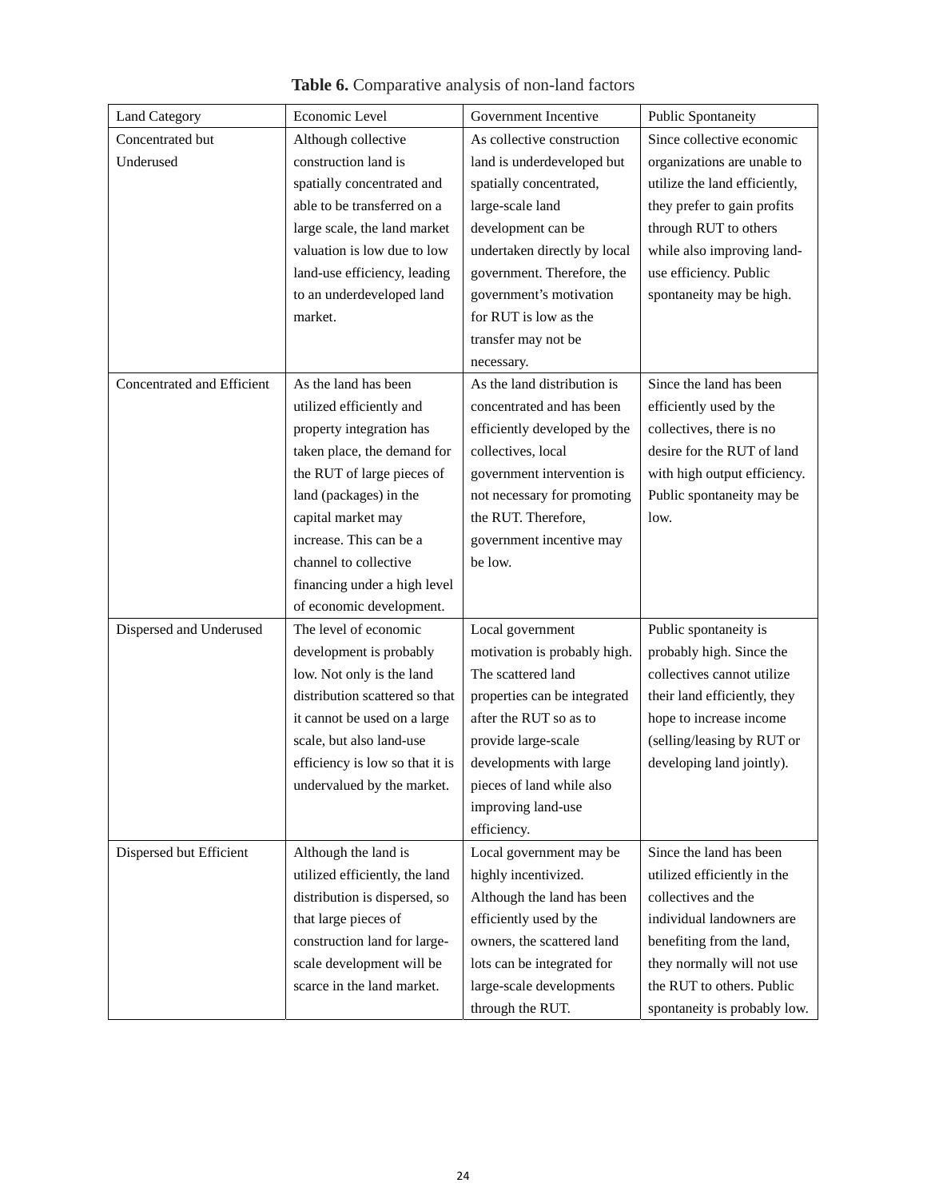**Table 6.** Comparative analysis of non-land factors

| Land Category | Economic Level | Government Incentive | Public Spontaneity |
|---|---|---|---|
| Concentrated but Underused | Although collective construction land is spatially concentrated and able to be transferred on a large scale, the land market valuation is low due to low land-use efficiency, leading to an underdeveloped land market. | As collective construction land is underdeveloped but spatially concentrated, large-scale land development can be undertaken directly by local government. Therefore, the government's motivation for RUT is low as the transfer may not be necessary. | Since collective economic organizations are unable to utilize the land efficiently, they prefer to gain profits through RUT to others while also improving land-use efficiency. Public spontaneity may be high. |
| Concentrated and Efficient | As the land has been utilized efficiently and property integration has taken place, the demand for the RUT of large pieces of land (packages) in the capital market may increase. This can be a channel to collective financing under a high level of economic development. | As the land distribution is concentrated and has been efficiently developed by the collectives, local government intervention is not necessary for promoting the RUT. Therefore, government incentive may be low. | Since the land has been efficiently used by the collectives, there is no desire for the RUT of land with high output efficiency. Public spontaneity may be low. |
| Dispersed and Underused | The level of economic development is probably low. Not only is the land distribution scattered so that it cannot be used on a large scale, but also land-use efficiency is low so that it is undervalued by the market. | Local government motivation is probably high. The scattered land properties can be integrated after the RUT so as to provide large-scale developments with large pieces of land while also improving land-use efficiency. | Public spontaneity is probably high. Since the collectives cannot utilize their land efficiently, they hope to increase income (selling/leasing by RUT or developing land jointly). |
| Dispersed but Efficient | Although the land is utilized efficiently, the land distribution is dispersed, so that large pieces of construction land for large-scale development will be scarce in the land market. | Local government may be highly incentivized. Although the land has been efficiently used by the owners, the scattered land lots can be integrated for large-scale developments through the RUT. | Since the land has been utilized efficiently in the collectives and the individual landowners are benefiting from the land, they normally will not use the RUT to others. Public spontaneity is probably low. |